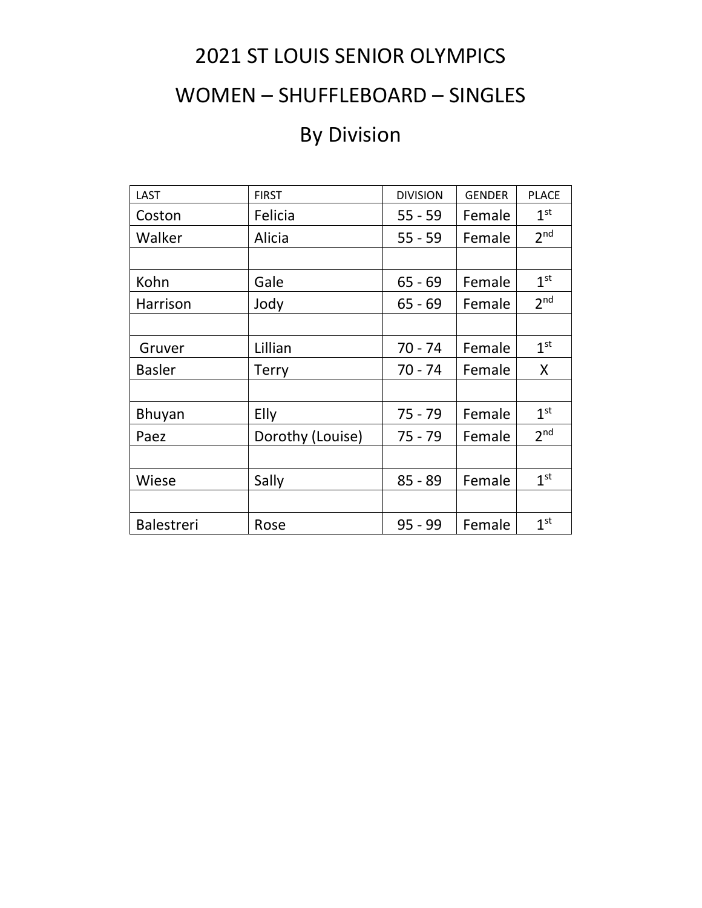# 2021 ST LOUIS SENIOR OLYMPICS

# WOMEN – SHUFFLEBOARD – SINGLES

## By Division

| LAST | FIRST | DIVISION | GENDER | PLACE |
|---|---|---|---|---|
| Coston | Felicia | 55 - 59 | Female | 1st |
| Walker | Alicia | 55 - 59 | Female | 2nd |
| | | | | |
| Kohn | Gale | 65 - 69 | Female | 1st |
| Harrison | Jody | 65 - 69 | Female | 2nd |
| | | | | |
| Gruver | Lillian | 70 - 74 | Female | 1st |
| Basler | Terry | 70 - 74 | Female | X |
| | | | | |
| Bhuyan | Elly | 75 - 79 | Female | 1st |
| Paez | Dorothy (Louise) | 75 - 79 | Female | 2nd |
| | | | | |
| Wiese | Sally | 85 - 89 | Female | 1st |
| | | | | |
| Balestreri | Rose | 95 - 99 | Female | 1st |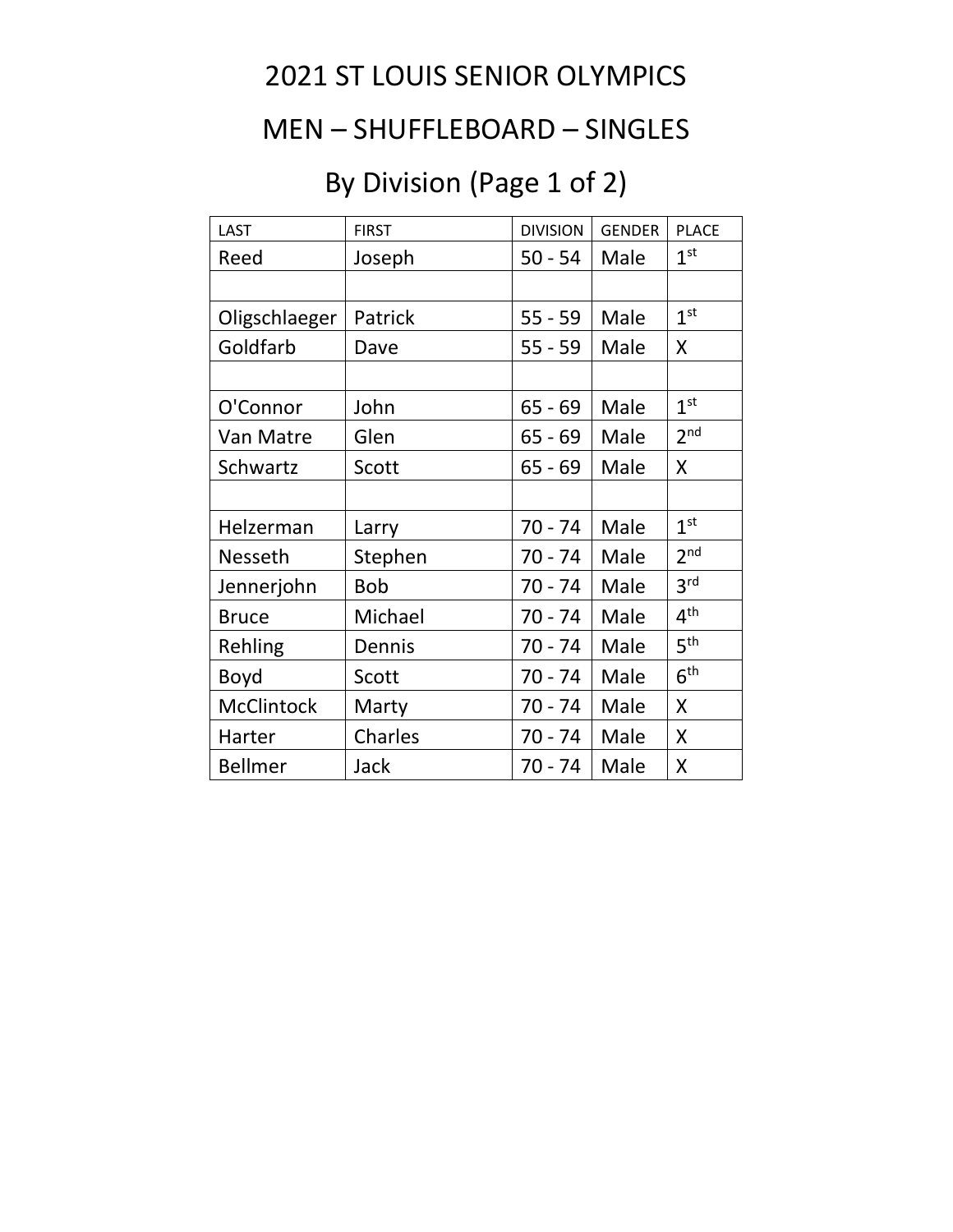# 2021 ST LOUIS SENIOR OLYMPICS

# MEN – SHUFFLEBOARD – SINGLES

# By Division (Page 1 of 2)

| LAST | FIRST | DIVISION | GENDER | PLACE |
|---|---|---|---|---|
| Reed | Joseph | 50 - 54 | Male | 1st |
| | | | | |
| Oligschlaeger | Patrick | 55 - 59 | Male | 1st |
| Goldfarb | Dave | 55 - 59 | Male | X |
| | | | | |
| O'Connor | John | 65 - 69 | Male | 1st |
| Van Matre | Glen | 65 - 69 | Male | 2nd |
| Schwartz | Scott | 65 - 69 | Male | X |
| | | | | |
| Helzerman | Larry | 70 - 74 | Male | 1st |
| Nesseth | Stephen | 70 - 74 | Male | 2nd |
| Jennerjohn | Bob | 70 - 74 | Male | 3rd |
| Bruce | Michael | 70 - 74 | Male | 4th |
| Rehling | Dennis | 70 - 74 | Male | 5th |
| Boyd | Scott | 70 - 74 | Male | 6th |
| McClintock | Marty | 70 - 74 | Male | X |
| Harter | Charles | 70 - 74 | Male | X |
| Bellmer | Jack | 70 - 74 | Male | X |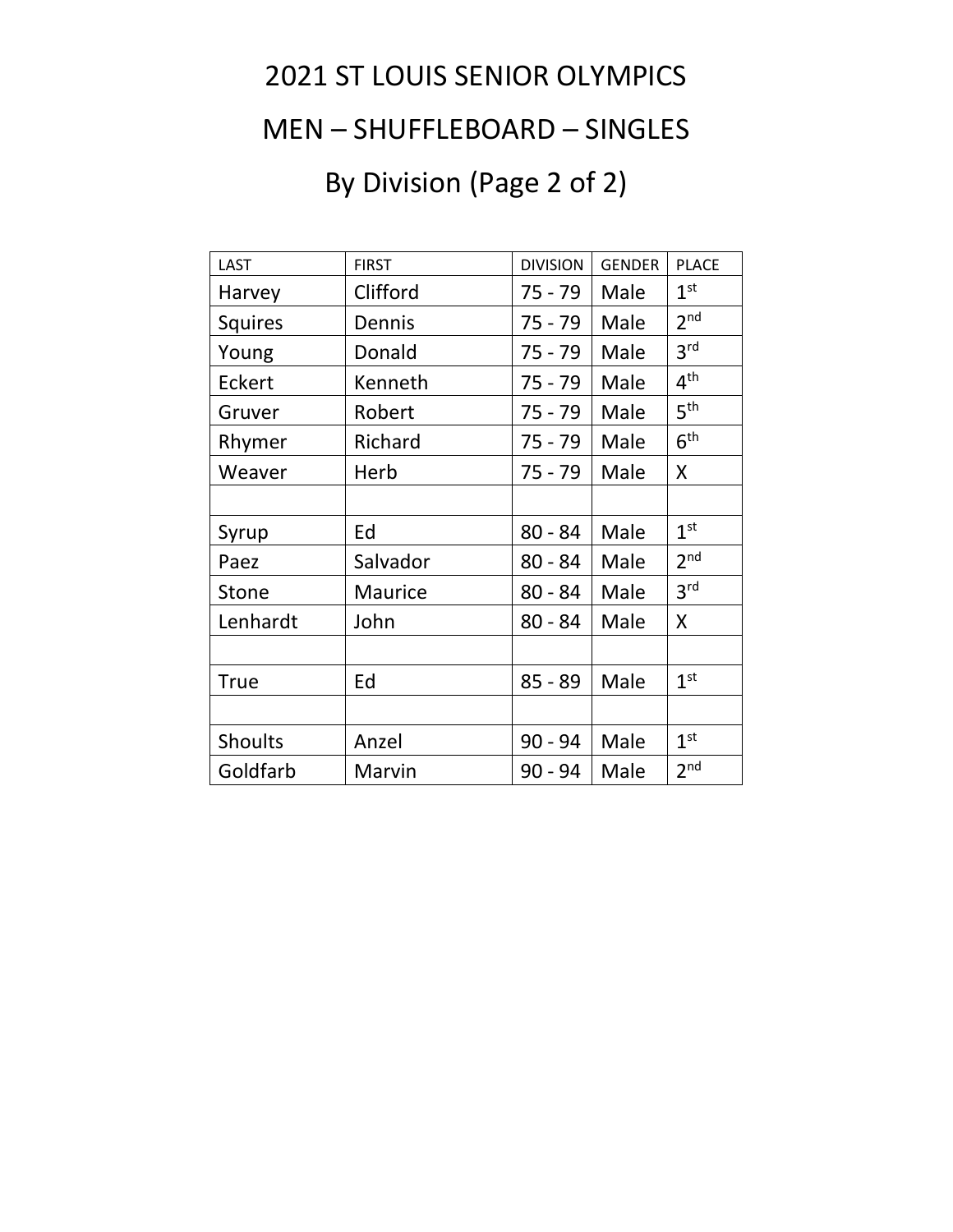# 2021 ST LOUIS SENIOR OLYMPICS

# MEN – SHUFFLEBOARD – SINGLES

## By Division (Page 2 of 2)

| LAST | FIRST | DIVISION | GENDER | PLACE |
|---|---|---|---|---|
| Harvey | Clifford | 75 - 79 | Male | 1st |
| Squires | Dennis | 75 - 79 | Male | 2nd |
| Young | Donald | 75 - 79 | Male | 3rd |
| Eckert | Kenneth | 75 - 79 | Male | 4th |
| Gruver | Robert | 75 - 79 | Male | 5th |
| Rhymer | Richard | 75 - 79 | Male | 6th |
| Weaver | Herb | 75 - 79 | Male | X |
| | | | | |
| Syrup | Ed | 80 - 84 | Male | 1st |
| Paez | Salvador | 80 - 84 | Male | 2nd |
| Stone | Maurice | 80 - 84 | Male | 3rd |
| Lenhardt | John | 80 - 84 | Male | X |
| | | | | |
| True | Ed | 85 - 89 | Male | 1st |
| | | | | |
| Shoults | Anzel | 90 - 94 | Male | 1st |
| Goldfarb | Marvin | 90 - 94 | Male | 2nd |